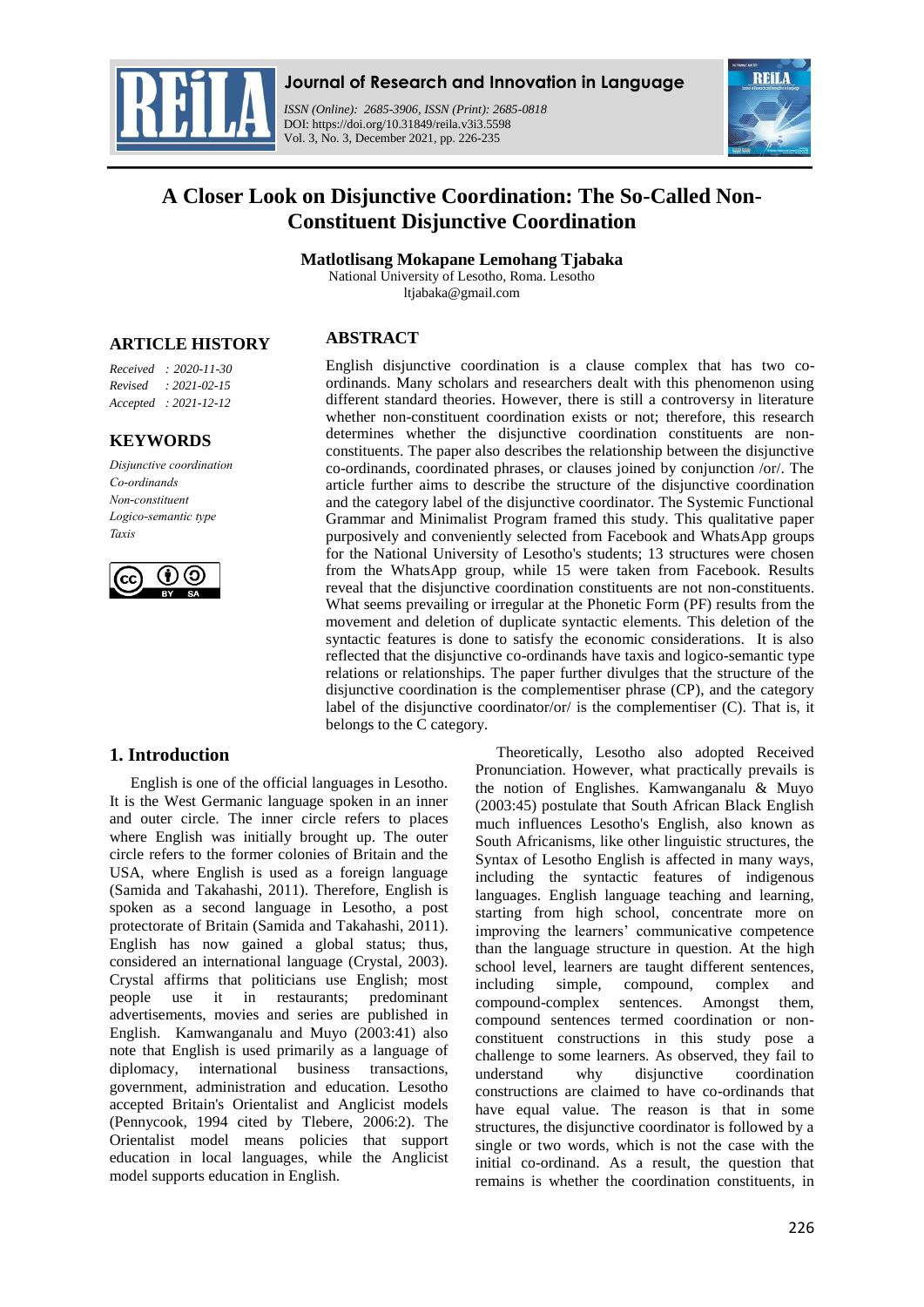# A Closer Look on Disjunctive Coordination: The So-Called Non-Constituent Disjunctive Coordination

**Matlotlisang Mokapane Lemohang Tjabaka**
National University of Lesotho, Roma. Lesotho
ltjabaka@gmail.com

## ARTICLE HISTORY

*Received : 2020-11-30*
*Revised : 2021-02-15*
*Accepted : 2021-12-12*

## KEYWORDS

*Disjunctive coordination*
*Co-ordinands*
*Non-constituent*
*Logico-semantic type*
*Taxis*

## ABSTRACT

English disjunctive coordination is a clause complex that has two co-ordinands. Many scholars and researchers dealt with this phenomenon using different standard theories. However, there is still a controversy in literature whether non-constituent coordination exists or not; therefore, this research determines whether the disjunctive coordination constituents are non-constituents. The paper also describes the relationship between the disjunctive co-ordinands, coordinated phrases, or clauses joined by conjunction /or/. The article further aims to describe the structure of the disjunctive coordination and the category label of the disjunctive coordinator. The Systemic Functional Grammar and Minimalist Program framed this study. This qualitative paper purposively and conveniently selected from Facebook and WhatsApp groups for the National University of Lesotho's students; 13 structures were chosen from the WhatsApp group, while 15 were taken from Facebook. Results reveal that the disjunctive coordination constituents are not non-constituents. What seems prevailing or irregular at the Phonetic Form (PF) results from the movement and deletion of duplicate syntactic elements. This deletion of the syntactic features is done to satisfy the economic considerations. It is also reflected that the disjunctive co-ordinands have taxis and logico-semantic type relations or relationships. The paper further divulges that the structure of the disjunctive coordination is the complementiser phrase (CP), and the category label of the disjunctive coordinator/or/ is the complementiser (C). That is, it belongs to the C category.

## 1. Introduction

English is one of the official languages in Lesotho. It is the West Germanic language spoken in an inner and outer circle. The inner circle refers to places where English was initially brought up. The outer circle refers to the former colonies of Britain and the USA, where English is used as a foreign language (Samida and Takahashi, 2011). Therefore, English is spoken as a second language in Lesotho, a post protectorate of Britain (Samida and Takahashi, 2011). English has now gained a global status; thus, considered an international language (Crystal, 2003). Crystal affirms that politicians use English; most people use it in restaurants; predominant advertisements, movies and series are published in English. Kamwanganalu and Muyo (2003:41) also note that English is used primarily as a language of diplomacy, international business transactions, government, administration and education. Lesotho accepted Britain's Orientalist and Anglicist models (Pennycook, 1994 cited by Tlebere, 2006:2). The Orientalist model means policies that support education in local languages, while the Anglicist model supports education in English.

Theoretically, Lesotho also adopted Received Pronunciation. However, what practically prevails is the notion of Englishes. Kamwanganalu & Muyo (2003:45) postulate that South African Black English much influences Lesotho's English, also known as South Africanisms, like other linguistic structures, the Syntax of Lesotho English is affected in many ways, including the syntactic features of indigenous languages. English language teaching and learning, starting from high school, concentrate more on improving the learners' communicative competence than the language structure in question. At the high school level, learners are taught different sentences, including simple, compound, complex and compound-complex sentences. Amongst them, compound sentences termed coordination or non-constituent constructions in this study pose a challenge to some learners. As observed, they fail to understand why disjunctive coordination constructions are claimed to have co-ordinands that have equal value. The reason is that in some structures, the disjunctive coordinator is followed by a single or two words, which is not the case with the initial co-ordinand. As a result, the question that remains is whether the coordination constituents, in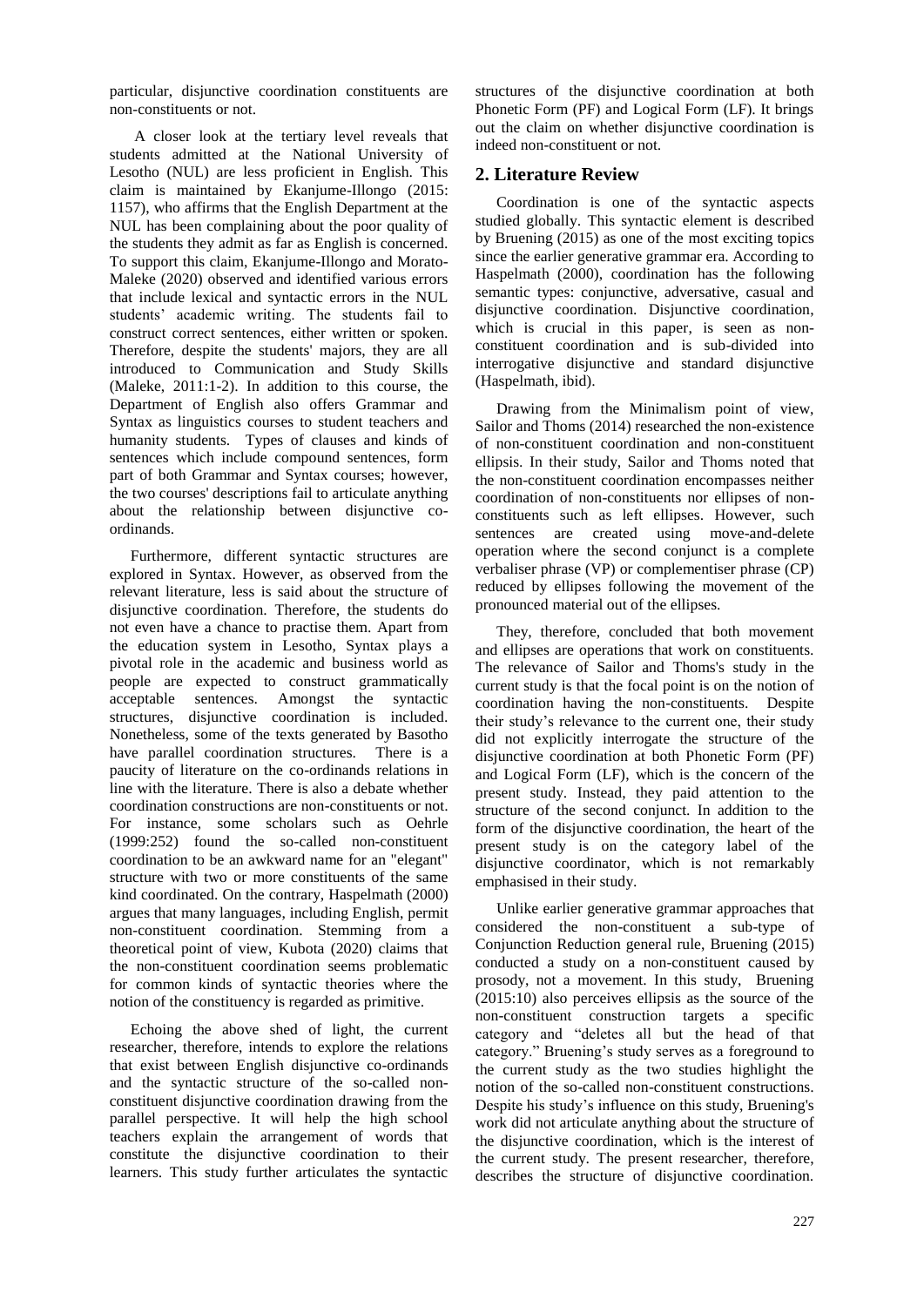particular, disjunctive coordination constituents are non-constituents or not.

A closer look at the tertiary level reveals that students admitted at the National University of Lesotho (NUL) are less proficient in English. This claim is maintained by Ekanjume-Illongo (2015: 1157), who affirms that the English Department at the NUL has been complaining about the poor quality of the students they admit as far as English is concerned. To support this claim, Ekanjume-Illongo and Morato-Maleke (2020) observed and identified various errors that include lexical and syntactic errors in the NUL students' academic writing. The students fail to construct correct sentences, either written or spoken. Therefore, despite the students' majors, they are all introduced to Communication and Study Skills (Maleke, 2011:1-2). In addition to this course, the Department of English also offers Grammar and Syntax as linguistics courses to student teachers and humanity students. Types of clauses and kinds of sentences which include compound sentences, form part of both Grammar and Syntax courses; however, the two courses' descriptions fail to articulate anything about the relationship between disjunctive co-ordinands.

Furthermore, different syntactic structures are explored in Syntax. However, as observed from the relevant literature, less is said about the structure of disjunctive coordination. Therefore, the students do not even have a chance to practise them. Apart from the education system in Lesotho, Syntax plays a pivotal role in the academic and business world as people are expected to construct grammatically acceptable sentences. Amongst the syntactic structures, disjunctive coordination is included. Nonetheless, some of the texts generated by Basotho have parallel coordination structures. There is a paucity of literature on the co-ordinands relations in line with the literature. There is also a debate whether coordination constructions are non-constituents or not. For instance, some scholars such as Oehrle (1999:252) found the so-called non-constituent coordination to be an awkward name for an "elegant" structure with two or more constituents of the same kind coordinated. On the contrary, Haspelmath (2000) argues that many languages, including English, permit non-constituent coordination. Stemming from a theoretical point of view, Kubota (2020) claims that the non-constituent coordination seems problematic for common kinds of syntactic theories where the notion of the constituency is regarded as primitive.

Echoing the above shed of light, the current researcher, therefore, intends to explore the relations that exist between English disjunctive co-ordinands and the syntactic structure of the so-called non-constituent disjunctive coordination drawing from the parallel perspective. It will help the high school teachers explain the arrangement of words that constitute the disjunctive coordination to their learners. This study further articulates the syntactic structures of the disjunctive coordination at both Phonetic Form (PF) and Logical Form (LF). It brings out the claim on whether disjunctive coordination is indeed non-constituent or not.

## 2. Literature Review

Coordination is one of the syntactic aspects studied globally. This syntactic element is described by Bruening (2015) as one of the most exciting topics since the earlier generative grammar era. According to Haspelmath (2000), coordination has the following semantic types: conjunctive, adversative, casual and disjunctive coordination. Disjunctive coordination, which is crucial in this paper, is seen as non-constituent coordination and is sub-divided into interrogative disjunctive and standard disjunctive (Haspelmath, ibid).

Drawing from the Minimalism point of view, Sailor and Thoms (2014) researched the non-existence of non-constituent coordination and non-constituent ellipsis. In their study, Sailor and Thoms noted that the non-constituent coordination encompasses neither coordination of non-constituents nor ellipses of non-constituents such as left ellipses. However, such sentences are created using move-and-delete operation where the second conjunct is a complete verbaliser phrase (VP) or complementiser phrase (CP) reduced by ellipses following the movement of the pronounced material out of the ellipses.

They, therefore, concluded that both movement and ellipses are operations that work on constituents. The relevance of Sailor and Thoms's study in the current study is that the focal point is on the notion of coordination having the non-constituents. Despite their study's relevance to the current one, their study did not explicitly interrogate the structure of the disjunctive coordination at both Phonetic Form (PF) and Logical Form (LF), which is the concern of the present study. Instead, they paid attention to the structure of the second conjunct. In addition to the form of the disjunctive coordination, the heart of the present study is on the category label of the disjunctive coordinator, which is not remarkably emphasised in their study.

Unlike earlier generative grammar approaches that considered the non-constituent a sub-type of Conjunction Reduction general rule, Bruening (2015) conducted a study on a non-constituent caused by prosody, not a movement. In this study, Bruening (2015:10) also perceives ellipsis as the source of the non-constituent construction targets a specific category and "deletes all but the head of that category." Bruening's study serves as a foreground to the current study as the two studies highlight the notion of the so-called non-constituent constructions. Despite his study's influence on this study, Bruening's work did not articulate anything about the structure of the disjunctive coordination, which is the interest of the current study. The present researcher, therefore, describes the structure of disjunctive coordination.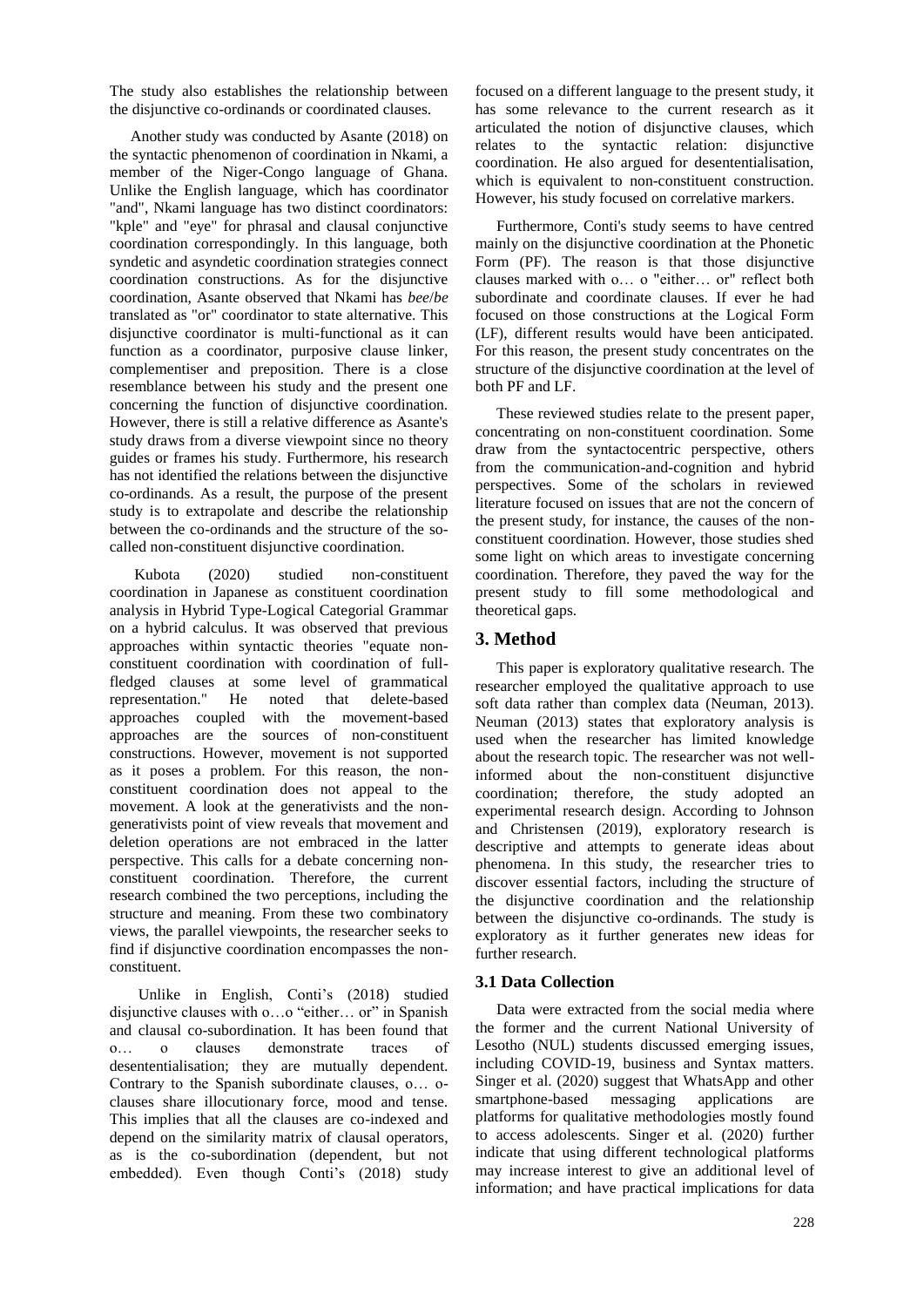The study also establishes the relationship between the disjunctive co-ordinands or coordinated clauses.

Another study was conducted by Asante (2018) on the syntactic phenomenon of coordination in Nkami, a member of the Niger-Congo language of Ghana. Unlike the English language, which has coordinator "and", Nkami language has two distinct coordinators: "kple" and "eye" for phrasal and clausal conjunctive coordination correspondingly. In this language, both syndetic and asyndetic coordination strategies connect coordination constructions. As for the disjunctive coordination, Asante observed that Nkami has *bee*/*be* translated as "or" coordinator to state alternative. This disjunctive coordinator is multi-functional as it can function as a coordinator, purposive clause linker, complementiser and preposition. There is a close resemblance between his study and the present one concerning the function of disjunctive coordination. However, there is still a relative difference as Asante's study draws from a diverse viewpoint since no theory guides or frames his study. Furthermore, his research has not identified the relations between the disjunctive co-ordinands. As a result, the purpose of the present study is to extrapolate and describe the relationship between the co-ordinands and the structure of the so-called non-constituent disjunctive coordination.

Kubota (2020) studied non-constituent coordination in Japanese as constituent coordination analysis in Hybrid Type-Logical Categorial Grammar on a hybrid calculus. It was observed that previous approaches within syntactic theories "equate non-constituent coordination with coordination of full-fledged clauses at some level of grammatical representation." He noted that delete-based approaches coupled with the movement-based approaches are the sources of non-constituent constructions. However, movement is not supported as it poses a problem. For this reason, the non-constituent coordination does not appeal to the movement. A look at the generativists and the non-generativists point of view reveals that movement and deletion operations are not embraced in the latter perspective. This calls for a debate concerning non-constituent coordination. Therefore, the current research combined the two perceptions, including the structure and meaning. From these two combinatory views, the parallel viewpoints, the researcher seeks to find if disjunctive coordination encompasses the non-constituent.

Unlike in English, Conti's (2018) studied disjunctive clauses with o…o "either… or" in Spanish and clausal co-subordination. It has been found that o… o clauses demonstrate traces of desententialisation; they are mutually dependent. Contrary to the Spanish subordinate clauses, o… o-clauses share illocutionary force, mood and tense. This implies that all the clauses are co-indexed and depend on the similarity matrix of clausal operators, as is the co-subordination (dependent, but not embedded). Even though Conti's (2018) study focused on a different language to the present study, it has some relevance to the current research as it articulated the notion of disjunctive clauses, which relates to the syntactic relation: disjunctive coordination. He also argued for desententialisation, which is equivalent to non-constituent construction. However, his study focused on correlative markers.

Furthermore, Conti's study seems to have centred mainly on the disjunctive coordination at the Phonetic Form (PF). The reason is that those disjunctive clauses marked with o… o "either… or" reflect both subordinate and coordinate clauses. If ever he had focused on those constructions at the Logical Form (LF), different results would have been anticipated. For this reason, the present study concentrates on the structure of the disjunctive coordination at the level of both PF and LF.

These reviewed studies relate to the present paper, concentrating on non-constituent coordination. Some draw from the syntactocentric perspective, others from the communication-and-cognition and hybrid perspectives. Some of the scholars in reviewed literature focused on issues that are not the concern of the present study, for instance, the causes of the non-constituent coordination. However, those studies shed some light on which areas to investigate concerning coordination. Therefore, they paved the way for the present study to fill some methodological and theoretical gaps.

## 3. Method

This paper is exploratory qualitative research. The researcher employed the qualitative approach to use soft data rather than complex data (Neuman, 2013). Neuman (2013) states that exploratory analysis is used when the researcher has limited knowledge about the research topic. The researcher was not well-informed about the non-constituent disjunctive coordination; therefore, the study adopted an experimental research design. According to Johnson and Christensen (2019), exploratory research is descriptive and attempts to generate ideas about phenomena. In this study, the researcher tries to discover essential factors, including the structure of the disjunctive coordination and the relationship between the disjunctive co-ordinands. The study is exploratory as it further generates new ideas for further research.

### 3.1 Data Collection

Data were extracted from the social media where the former and the current National University of Lesotho (NUL) students discussed emerging issues, including COVID-19, business and Syntax matters. Singer et al. (2020) suggest that WhatsApp and other smartphone-based messaging applications are platforms for qualitative methodologies mostly found to access adolescents. Singer et al. (2020) further indicate that using different technological platforms may increase interest to give an additional level of information; and have practical implications for data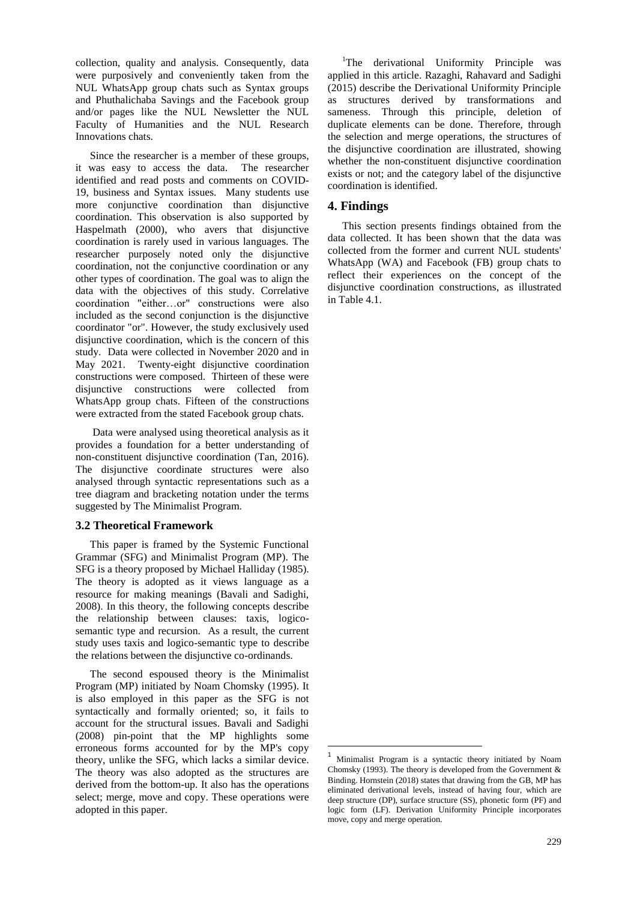collection, quality and analysis. Consequently, data were purposively and conveniently taken from the NUL WhatsApp group chats such as Syntax groups and Phuthalichaba Savings and the Facebook group and/or pages like the NUL Newsletter the NUL Faculty of Humanities and the NUL Research Innovations chats.

Since the researcher is a member of these groups, it was easy to access the data. The researcher identified and read posts and comments on COVID-19, business and Syntax issues. Many students use more conjunctive coordination than disjunctive coordination. This observation is also supported by Haspelmath (2000), who avers that disjunctive coordination is rarely used in various languages. The researcher purposely noted only the disjunctive coordination, not the conjunctive coordination or any other types of coordination. The goal was to align the data with the objectives of this study. Correlative coordination "either…or" constructions were also included as the second conjunction is the disjunctive coordinator "or". However, the study exclusively used disjunctive coordination, which is the concern of this study. Data were collected in November 2020 and in May 2021. Twenty-eight disjunctive coordination constructions were composed. Thirteen of these were disjunctive constructions were collected from WhatsApp group chats. Fifteen of the constructions were extracted from the stated Facebook group chats.

Data were analysed using theoretical analysis as it provides a foundation for a better understanding of non-constituent disjunctive coordination (Tan, 2016). The disjunctive coordinate structures were also analysed through syntactic representations such as a tree diagram and bracketing notation under the terms suggested by The Minimalist Program.

### 3.2 Theoretical Framework

This paper is framed by the Systemic Functional Grammar (SFG) and Minimalist Program (MP). The SFG is a theory proposed by Michael Halliday (1985). The theory is adopted as it views language as a resource for making meanings (Bavali and Sadighi, 2008). In this theory, the following concepts describe the relationship between clauses: taxis, logico-semantic type and recursion. As a result, the current study uses taxis and logico-semantic type to describe the relations between the disjunctive co-ordinands.

The second espoused theory is the Minimalist Program (MP) initiated by Noam Chomsky (1995). It is also employed in this paper as the SFG is not syntactically and formally oriented; so, it fails to account for the structural issues. Bavali and Sadighi (2008) pin-point that the MP highlights some erroneous forms accounted for by the MP's copy theory, unlike the SFG, which lacks a similar device. The theory was also adopted as the structures are derived from the bottom-up. It also has the operations select; merge, move and copy. These operations were adopted in this paper.

[1]The derivational Uniformity Principle was applied in this article. Razaghi, Rahavard and Sadighi (2015) describe the Derivational Uniformity Principle as structures derived by transformations and sameness. Through this principle, deletion of duplicate elements can be done. Therefore, through the selection and merge operations, the structures of the disjunctive coordination are illustrated, showing whether the non-constituent disjunctive coordination exists or not; and the category label of the disjunctive coordination is identified.

## 4. Findings

This section presents findings obtained from the data collected. It has been shown that the data was collected from the former and current NUL students' WhatsApp (WA) and Facebook (FB) group chats to reflect their experiences on the concept of the disjunctive coordination constructions, as illustrated in Table 4.1.

[1] Minimalist Program is a syntactic theory initiated by Noam Chomsky (1993). The theory is developed from the Government & Binding. Hornstein (2018) states that drawing from the GB, MP has eliminated derivational levels, instead of having four, which are deep structure (DP), surface structure (SS), phonetic form (PF) and logic form (LF). Derivation Uniformity Principle incorporates move, copy and merge operation.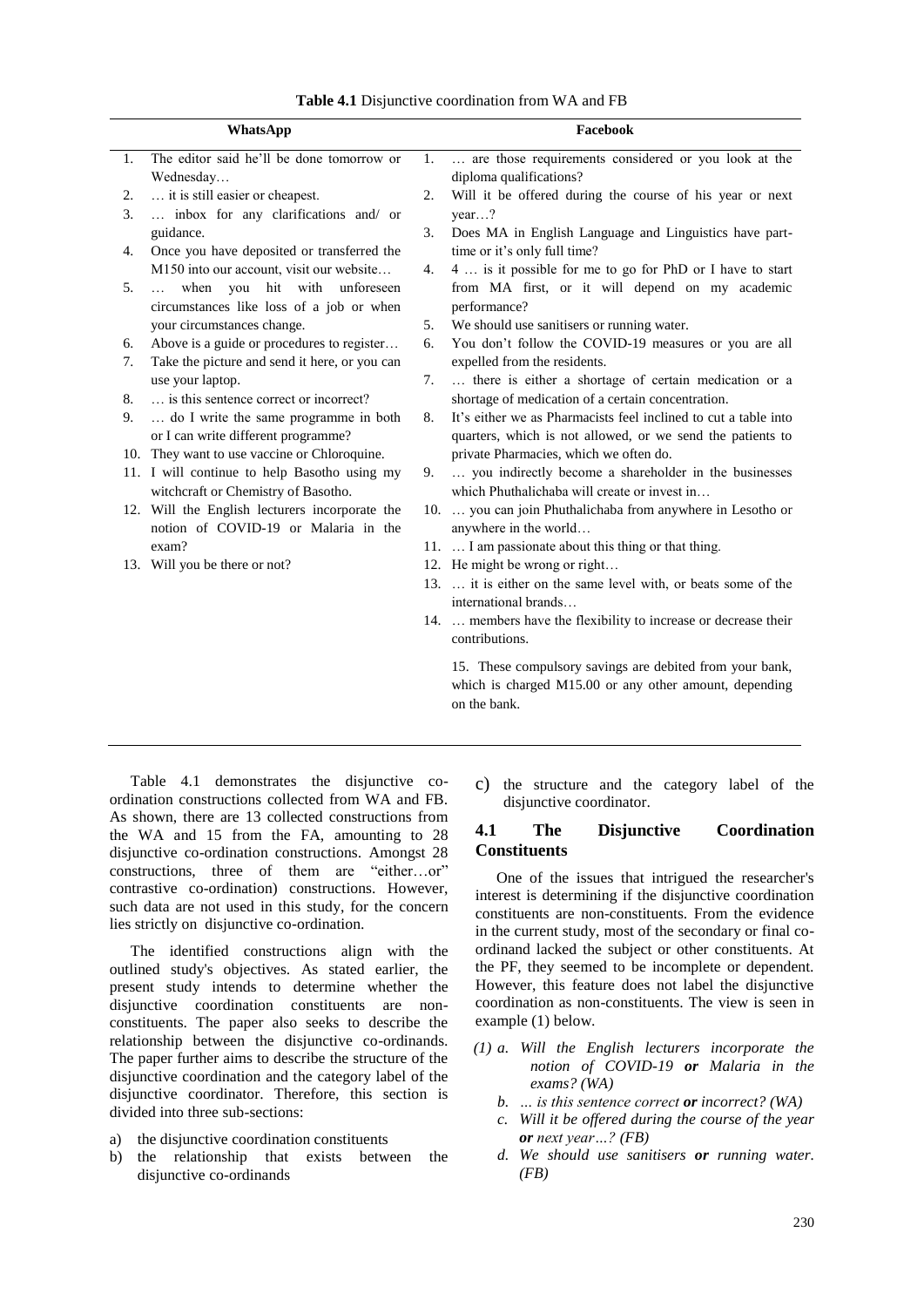**Table 4.1** Disjunctive coordination from WA and FB

| WhatsApp | Facebook |
|---|---|
| 1. The editor said he'll be done tomorrow or Wednesday… | 1. … are those requirements considered or you look at the diploma qualifications? |
| 2. … it is still easier or cheapest. | 2. Will it be offered during the course of his year or next year…? |
| 3. … inbox for any clarifications and/ or guidance. | 3. Does MA in English Language and Linguistics have part-time or it's only full time? |
| 4. Once you have deposited or transferred the M150 into our account, visit our website… | 4. 4 … is it possible for me to go for PhD or I have to start from MA first, or it will depend on my academic performance? |
| 5. … when you hit with unforeseen circumstances like loss of a job or when your circumstances change. | 5. We should use sanitisers or running water. |
| 6. Above is a guide or procedures to register… | 6. You don't follow the COVID-19 measures or you are all expelled from the residents. |
| 7. Take the picture and send it here, or you can use your laptop. | 7. … there is either a shortage of certain medication or a shortage of medication of a certain concentration. |
| 8. … is this sentence correct or incorrect? | 8. It's either we as Pharmacists feel inclined to cut a table into quarters, which is not allowed, or we send the patients to private Pharmacies, which we often do. |
| 9. … do I write the same programme in both or I can write different programme? | 9. … you indirectly become a shareholder in the businesses which Phuthalichaba will create or invest in… |
| 10. They want to use vaccine or Chloroquine. | 10. … you can join Phuthalichaba from anywhere in Lesotho or anywhere in the world… |
| 11. I will continue to help Basotho using my witchcraft or Chemistry of Basotho. | 11. … I am passionate about this thing or that thing. |
| 12. Will the English lecturers incorporate the notion of COVID-19 or Malaria in the exam? | 12. He might be wrong or right… |
| 13. Will you be there or not? | 13. … it is either on the same level with, or beats some of the international brands… |
| | 14. … members have the flexibility to increase or decrease their contributions. |
| | 15. These compulsory savings are debited from your bank, which is charged M15.00 or any other amount, depending on the bank. |

Table 4.1 demonstrates the disjunctive co-ordination constructions collected from WA and FB. As shown, there are 13 collected constructions from the WA and 15 from the FA, amounting to 28 disjunctive co-ordination constructions. Amongst 28 constructions, three of them are "either…or" contrastive co-ordination) constructions. However, such data are not used in this study, for the concern lies strictly on disjunctive co-ordination.

The identified constructions align with the outlined study's objectives. As stated earlier, the present study intends to determine whether the disjunctive coordination constituents are non-constituents. The paper also seeks to describe the relationship between the disjunctive co-ordinands. The paper further aims to describe the structure of the disjunctive coordination and the category label of the disjunctive coordinator. Therefore, this section is divided into three sub-sections:

a) the disjunctive coordination constituents
b) the relationship that exists between the disjunctive co-ordinands
c) the structure and the category label of the disjunctive coordinator.

## 4.1 The Disjunctive Coordination Constituents

One of the issues that intrigued the researcher's interest is determining if the disjunctive coordination constituents are non-constituents. From the evidence in the current study, most of the secondary or final co-ordinand lacked the subject or other constituents. At the PF, they seemed to be incomplete or dependent. However, this feature does not label the disjunctive coordination as non-constituents. The view is seen in example (1) below.

(1) a. *Will the English lecturers incorporate the notion of COVID-19* ***or*** *Malaria in the exams? (WA)*

b. *… is this sentence correct* ***or*** *incorrect? (WA)*

c. *Will it be offered during the course of the year* ***or*** *next year…? (FB)*

d. *We should use sanitisers* ***or*** *running water. (FB)*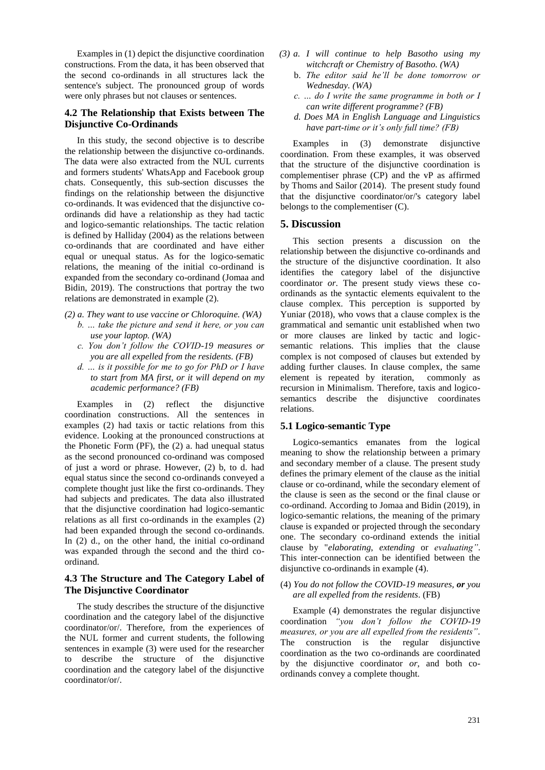Examples in (1) depict the disjunctive coordination constructions. From the data, it has been observed that the second co-ordinands in all structures lack the sentence's subject. The pronounced group of words were only phrases but not clauses or sentences.

### 4.2 The Relationship that Exists between The Disjunctive Co-Ordinands

In this study, the second objective is to describe the relationship between the disjunctive co-ordinands. The data were also extracted from the NUL currents and formers students' WhatsApp and Facebook group chats. Consequently, this sub-section discusses the findings on the relationship between the disjunctive co-ordinands. It was evidenced that the disjunctive co-ordinands did have a relationship as they had tactic and logico-semantic relationships. The tactic relation is defined by Halliday (2004) as the relations between co-ordinands that are coordinated and have either equal or unequal status. As for the logico-sematic relations, the meaning of the initial co-ordinand is expanded from the secondary co-ordinand (Jomaa and Bidin, 2019). The constructions that portray the two relations are demonstrated in example (2).

*(2) a. They want to use vaccine or Chloroquine. (WA)*
*b. … take the picture and send it here, or you can use your laptop. (WA)*
*c. You don't follow the COVID-19 measures or you are all expelled from the residents. (FB)*
*d. … is it possible for me to go for PhD or I have to start from MA first, or it will depend on my academic performance? (FB)*

Examples in (2) reflect the disjunctive coordination constructions. All the sentences in examples (2) had taxis or tactic relations from this evidence. Looking at the pronounced constructions at the Phonetic Form (PF), the (2) a. had unequal status as the second pronounced co-ordinand was composed of just a word or phrase. However, (2) b, to d. had equal status since the second co-ordinands conveyed a complete thought just like the first co-ordinands. They had subjects and predicates. The data also illustrated that the disjunctive coordination had logico-semantic relations as all first co-ordinands in the examples (2) had been expanded through the second co-ordinands. In (2) d., on the other hand, the initial co-ordinand was expanded through the second and the third co-ordinand.

### 4.3 The Structure and The Category Label of The Disjunctive Coordinator

The study describes the structure of the disjunctive coordination and the category label of the disjunctive coordinator/or/. Therefore, from the experiences of the NUL former and current students, the following sentences in example (3) were used for the researcher to describe the structure of the disjunctive coordination and the category label of the disjunctive coordinator/or/.

*(3) a. I will continue to help Basotho using my witchcraft or Chemistry of Basotho. (WA)*
*b. The editor said he'll be done tomorrow or Wednesday. (WA)*
*c. … do I write the same programme in both or I can write different programme? (FB)*
*d. Does MA in English Language and Linguistics have part-time or it's only full time? (FB)*

Examples in (3) demonstrate disjunctive coordination. From these examples, it was observed that the structure of the disjunctive coordination is complementiser phrase (CP) and the vP as affirmed by Thoms and Sailor (2014). The present study found that the disjunctive coordinator/or/'s category label belongs to the complementiser (C).

## 5. Discussion

This section presents a discussion on the relationship between the disjunctive co-ordinands and the structure of the disjunctive coordination. It also identifies the category label of the disjunctive coordinator *or*. The present study views these co-ordinands as the syntactic elements equivalent to the clause complex. This perception is supported by Yuniar (2018), who vows that a clause complex is the grammatical and semantic unit established when two or more clauses are linked by tactic and logic-semantic relations. This implies that the clause complex is not composed of clauses but extended by adding further clauses. In clause complex, the same element is repeated by iteration, commonly as recursion in Minimalism. Therefore, taxis and logico-semantics describe the disjunctive coordinates relations.

### 5.1 Logico-semantic Type

Logico-semantics emanates from the logical meaning to show the relationship between a primary and secondary member of a clause. The present study defines the primary element of the clause as the initial clause or co-ordinand, while the secondary element of the clause is seen as the second or the final clause or co-ordinand. According to Jomaa and Bidin (2019), in logico-semantic relations, the meaning of the primary clause is expanded or projected through the secondary one. The secondary co-ordinand extends the initial clause by "*elaborating, extending* or *evaluating"*. This inter-connection can be identified between the disjunctive co-ordinands in example (4).

(4) *You do not follow the COVID-19 measures,* ***or*** *you are all expelled from the residents*. (FB)

Example (4) demonstrates the regular disjunctive coordination *"you don't follow the COVID-19 measures, or you are all expelled from the residents"*. The construction is the regular disjunctive coordination as the two co-ordinands are coordinated by the disjunctive coordinator *or*, and both co-ordinands convey a complete thought.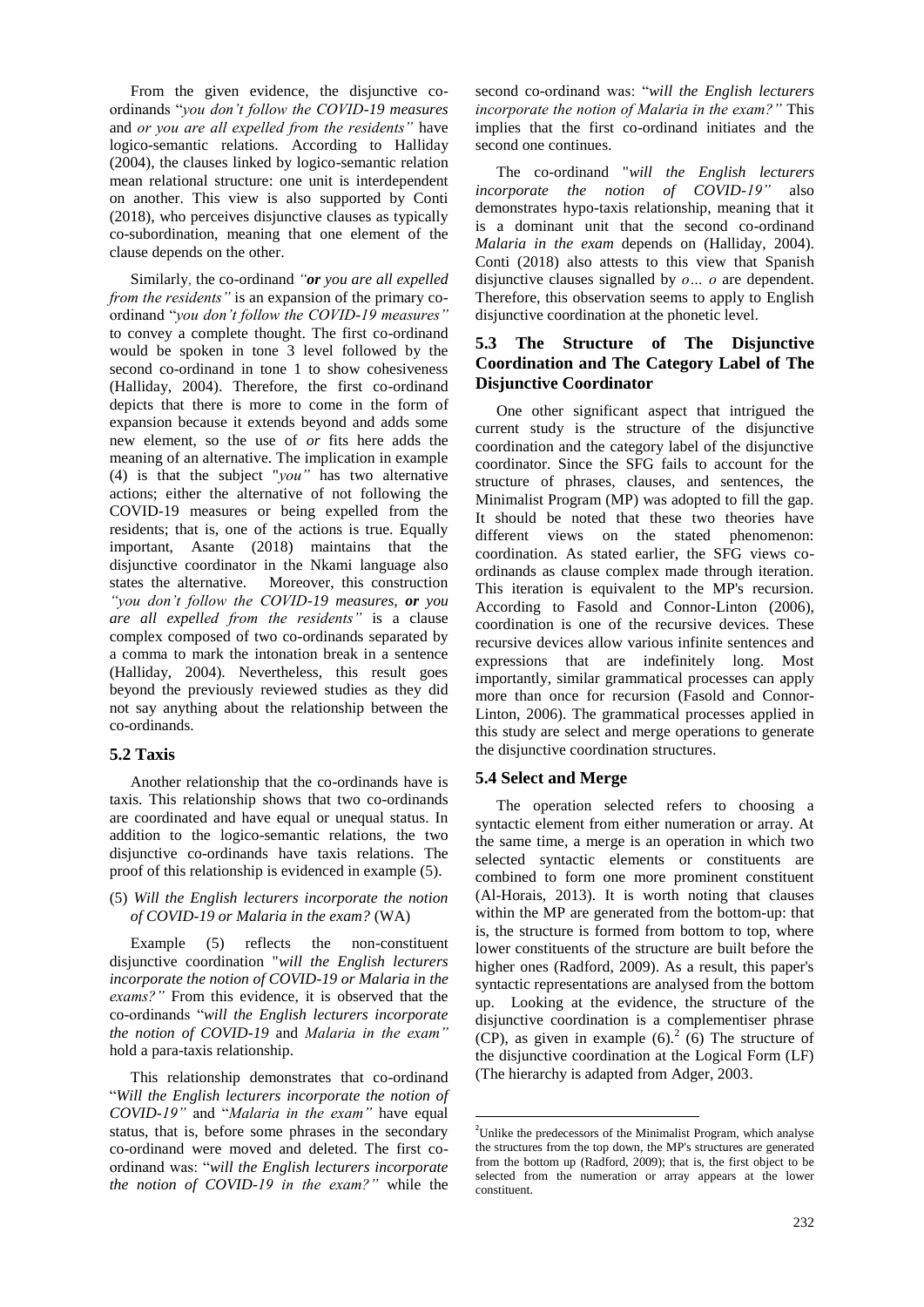From the given evidence, the disjunctive co-ordinands "*you don't follow the COVID-19 measures* and *or you are all expelled from the residents"* have logico-semantic relations. According to Halliday (2004), the clauses linked by logico-semantic relation mean relational structure: one unit is interdependent on another. This view is also supported by Conti (2018), who perceives disjunctive clauses as typically co-subordination, meaning that one element of the clause depends on the other.

Similarly, the co-ordinand *"**or** you are all expelled from the residents"* is an expansion of the primary co-ordinand "*you don't follow the COVID-19 measures"* to convey a complete thought. The first co-ordinand would be spoken in tone 3 level followed by the second co-ordinand in tone 1 to show cohesiveness (Halliday, 2004). Therefore, the first co-ordinand depicts that there is more to come in the form of expansion because it extends beyond and adds some new element, so the use of *or* fits here adds the meaning of an alternative. The implication in example (4) is that the subject "*you"* has two alternative actions; either the alternative of not following the COVID-19 measures or being expelled from the residents; that is, one of the actions is true. Equally important, Asante (2018) maintains that the disjunctive coordinator in the Nkami language also states the alternative. Moreover, this construction *"you don't follow the COVID-19 measures, **or** you are all expelled from the residents"* is a clause complex composed of two co-ordinands separated by a comma to mark the intonation break in a sentence (Halliday, 2004). Nevertheless, this result goes beyond the previously reviewed studies as they did not say anything about the relationship between the co-ordinands.

### 5.2 Taxis

Another relationship that the co-ordinands have is taxis. This relationship shows that two co-ordinands are coordinated and have equal or unequal status. In addition to the logico-semantic relations, the two disjunctive co-ordinands have taxis relations. The proof of this relationship is evidenced in example (5).

(5) *Will the English lecturers incorporate the notion of COVID-19 or Malaria in the exam?* (WA)

Example (5) reflects the non-constituent disjunctive coordination "*will the English lecturers incorporate the notion of COVID-19 or Malaria in the exams?"* From this evidence, it is observed that the co-ordinands "*will the English lecturers incorporate the notion of COVID-19* and *Malaria in the exam"* hold a para-taxis relationship.

This relationship demonstrates that co-ordinand "*Will the English lecturers incorporate the notion of COVID-19"* and "*Malaria in the exam"* have equal status, that is, before some phrases in the secondary co-ordinand were moved and deleted. The first co-ordinand was: "*will the English lecturers incorporate the notion of COVID-19 in the exam?"* while the second co-ordinand was: "*will the English lecturers incorporate the notion of Malaria in the exam?"* This implies that the first co-ordinand initiates and the second one continues.

The co-ordinand "*will the English lecturers incorporate the notion of COVID-19"* also demonstrates hypo-taxis relationship, meaning that it is a dominant unit that the second co-ordinand *Malaria in the exam* depends on (Halliday, 2004). Conti (2018) also attests to this view that Spanish disjunctive clauses signalled by *o… o* are dependent. Therefore, this observation seems to apply to English disjunctive coordination at the phonetic level.

### 5.3 The Structure of The Disjunctive Coordination and The Category Label of The Disjunctive Coordinator

One other significant aspect that intrigued the current study is the structure of the disjunctive coordination and the category label of the disjunctive coordinator. Since the SFG fails to account for the structure of phrases, clauses, and sentences, the Minimalist Program (MP) was adopted to fill the gap. It should be noted that these two theories have different views on the stated phenomenon: coordination. As stated earlier, the SFG views co-ordinands as clause complex made through iteration. This iteration is equivalent to the MP's recursion. According to Fasold and Connor-Linton (2006), coordination is one of the recursive devices. These recursive devices allow various infinite sentences and expressions that are indefinitely long. Most importantly, similar grammatical processes can apply more than once for recursion (Fasold and Connor-Linton, 2006). The grammatical processes applied in this study are select and merge operations to generate the disjunctive coordination structures.

### 5.4 Select and Merge

The operation selected refers to choosing a syntactic element from either numeration or array. At the same time, a merge is an operation in which two selected syntactic elements or constituents are combined to form one more prominent constituent (Al-Horais, 2013). It is worth noting that clauses within the MP are generated from the bottom-up: that is, the structure is formed from bottom to top, where lower constituents of the structure are built before the higher ones (Radford, 2009). As a result, this paper's syntactic representations are analysed from the bottom up. Looking at the evidence, the structure of the disjunctive coordination is a complementiser phrase (CP), as given in example (6).[2] (6) The structure of the disjunctive coordination at the Logical Form (LF) (The hierarchy is adapted from Adger, 2003.

[2]Unlike the predecessors of the Minimalist Program, which analyse the structures from the top down, the MP's structures are generated from the bottom up (Radford, 2009); that is, the first object to be selected from the numeration or array appears at the lower constituent.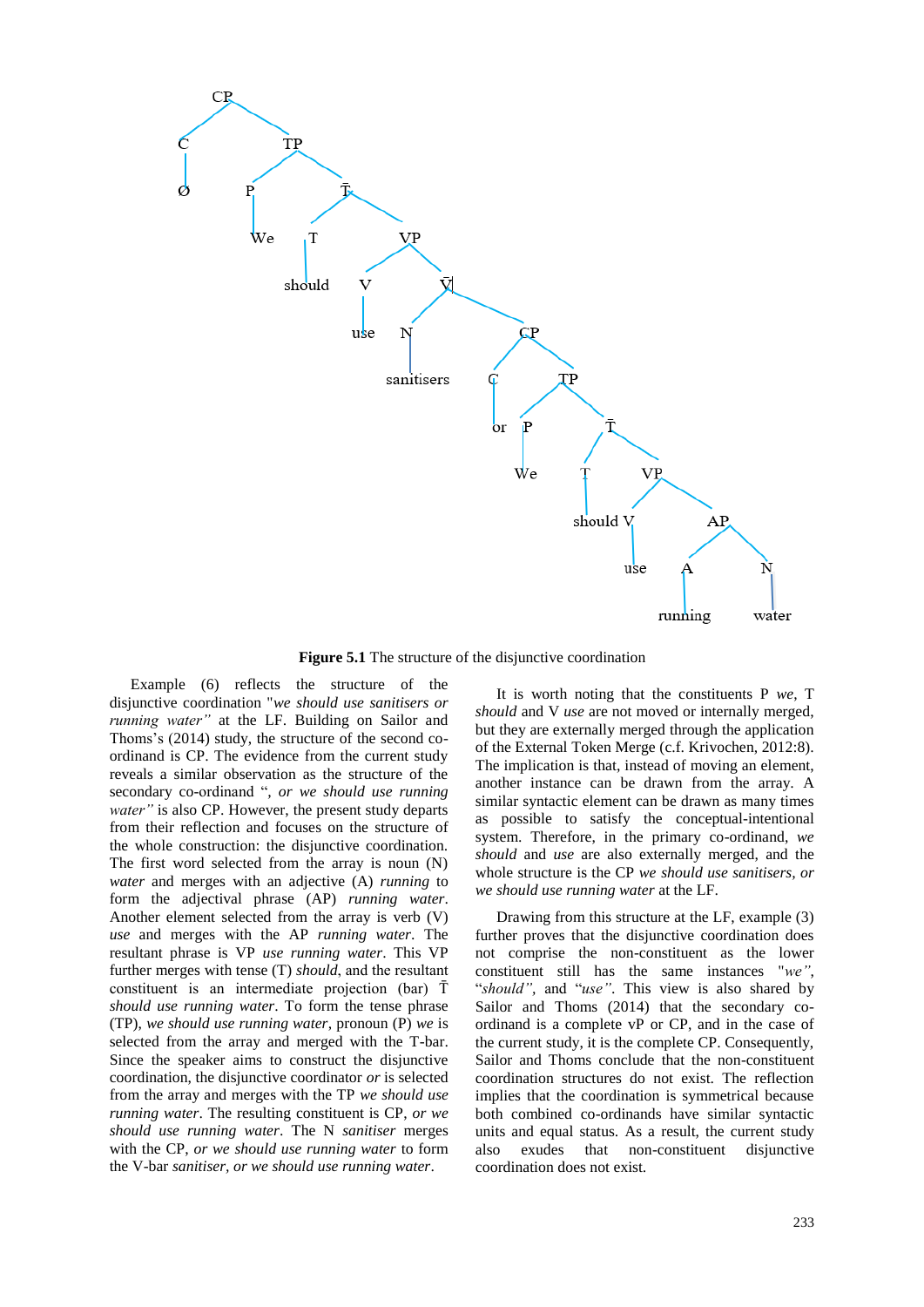CP
C
Ø
TP
P
We
T̄
T
should
VP
V
use
V̄
N
sanitisers
CP
C
or
TP
P
We
T̄
T
should
VP
V
use
AP
A
running
N
water

**Figure 5.1** The structure of the disjunctive coordination

Example (6) reflects the structure of the disjunctive coordination "*we should use sanitisers or running water"* at the LF. Building on Sailor and Thoms's (2014) study, the structure of the second co-ordinand is CP. The evidence from the current study reveals a similar observation as the structure of the secondary co-ordinand ", *or we should use running water"* is also CP. However, the present study departs from their reflection and focuses on the structure of the whole construction: the disjunctive coordination. The first word selected from the array is noun (N) *water* and merges with an adjective (A) *running* to form the adjectival phrase (AP) *running water*. Another element selected from the array is verb (V) *use* and merges with the AP *running water*. The resultant phrase is VP *use running water*. This VP further merges with tense (T) *should*, and the resultant constituent is an intermediate projection (bar) T̄ *should use running water*. To form the tense phrase (TP), *we should use running water*, pronoun (P) *we* is selected from the array and merged with the T-bar. Since the speaker aims to construct the disjunctive coordination, the disjunctive coordinator *or* is selected from the array and merges with the TP *we should use running water*. The resulting constituent is CP, *or we should use running water*. The N *sanitiser* merges with the CP, *or we should use running water* to form the V-bar *sanitiser, or we should use running water*.

It is worth noting that the constituents P *we*, T *should* and V *use* are not moved or internally merged, but they are externally merged through the application of the External Token Merge (c.f. Krivochen, 2012:8). The implication is that, instead of moving an element, another instance can be drawn from the array. A similar syntactic element can be drawn as many times as possible to satisfy the conceptual-intentional system. Therefore, in the primary co-ordinand, *we should* and *use* are also externally merged, and the whole structure is the CP *we should use sanitisers, or we should use running water* at the LF.

Drawing from this structure at the LF, example (3) further proves that the disjunctive coordination does not comprise the non-constituent as the lower constituent still has the same instances "*we"*, "*should"*, and "*use"*. This view is also shared by Sailor and Thoms (2014) that the secondary co-ordinand is a complete vP or CP, and in the case of the current study, it is the complete CP. Consequently, Sailor and Thoms conclude that the non-constituent coordination structures do not exist. The reflection implies that the coordination is symmetrical because both combined co-ordinands have similar syntactic units and equal status. As a result, the current study also exudes that non-constituent disjunctive coordination does not exist.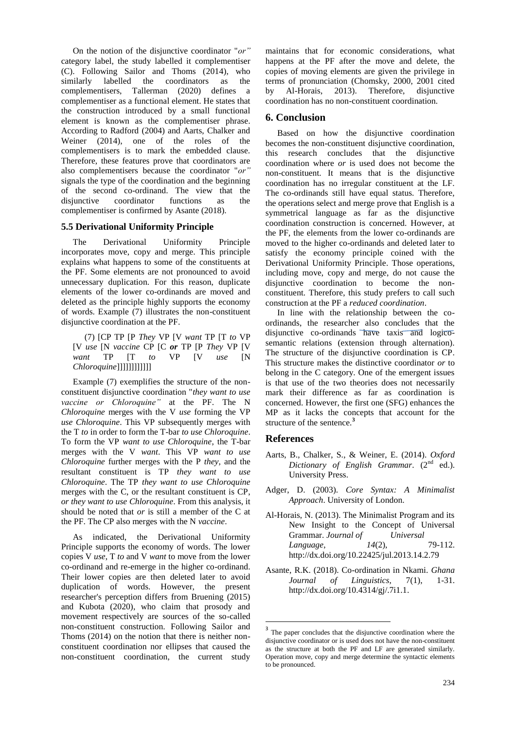On the notion of the disjunctive coordinator "*or"* category label, the study labelled it complementiser (C). Following Sailor and Thoms (2014), who similarly labelled the coordinators as the complementisers, Tallerman (2020) defines a complementiser as a functional element. He states that the construction introduced by a small functional element is known as the complementiser phrase. According to Radford (2004) and Aarts, Chalker and Weiner (2014), one of the roles of the complementisers is to mark the embedded clause. Therefore, these features prove that coordinators are also complementisers because the coordinator "*or"* signals the type of the coordination and the beginning of the second co-ordinand. The view that the disjunctive coordinator functions as the complementiser is confirmed by Asante (2018).

### 5.5 Derivational Uniformity Principle

The Derivational Uniformity Principle incorporates move, copy and merge. This principle explains what happens to some of the constituents at the PF. Some elements are not pronounced to avoid unnecessary duplication. For this reason, duplicate elements of the lower co-ordinands are moved and deleted as the principle highly supports the economy of words. Example (7) illustrates the non-constituent disjunctive coordination at the PF.

(7) [CP TP [P *They* VP [V *want* TP [T *to* VP [V *use* [N *vaccine* CP [C ***or*** TP [P *They* VP [V *want* TP [T *to* VP [V *use* [N *Chloroquine*]]]]]]]]]]]

Example (7) exemplifies the structure of the non-constituent disjunctive coordination "*they want to use vaccine or Chloroquine"* at the PF. The N *Chloroquine* merges with the V *use* forming the VP *use Chloroquine*. This VP subsequently merges with the T *to* in order to form the T-bar *to use Chloroquine*. To form the VP *want to use Chloroquine*, the T-bar merges with the V *want*. This VP *want to use Chloroquine* further merges with the P *they*, and the resultant constituent is TP *they want to use Chloroquine*. The TP *they want to use Chloroquine* merges with the C, or the resultant constituent is CP, *or they want to use Chloroquine*. From this analysis, it should be noted that *or* is still a member of the C at the PF. The CP also merges with the N *vaccine*.

As indicated, the Derivational Uniformity Principle supports the economy of words. The lower copies V *use*, T *to* and V *want* to move from the lower co-ordinand and re-emerge in the higher co-ordinand. Their lower copies are then deleted later to avoid duplication of words. However, the present researcher's perception differs from Bruening (2015) and Kubota (2020), who claim that prosody and movement respectively are sources of the so-called non-constituent construction. Following Sailor and Thoms (2014) on the notion that there is neither non-constituent coordination nor ellipses that caused the non-constituent coordination, the current study maintains that for economic considerations, what happens at the PF after the move and delete, the copies of moving elements are given the privilege in terms of pronunciation (Chomsky, 2000, 2001 cited by Al-Horais, 2013). Therefore, disjunctive coordination has no non-constituent coordination.

## 6. Conclusion

Based on how the disjunctive coordination becomes the non-constituent disjunctive coordination, this research concludes that the disjunctive coordination where *or* is used does not become the non-constituent. It means that is the disjunctive coordination has no irregular constituent at the LF. The co-ordinands still have equal status. Therefore, the operations select and merge prove that English is a symmetrical language as far as the disjunctive coordination construction is concerned. However, at the PF, the elements from the lower co-ordinands are moved to the higher co-ordinands and deleted later to satisfy the economy principle coined with the Derivational Uniformity Principle. Those operations, including move, copy and merge, do not cause the disjunctive coordination to become the non-constituent. Therefore, this study prefers to call such construction at the PF a *reduced coordination*.

In line with the relationship between the co-ordinands, the researcher also concludes that the disjunctive co-ordinands have taxis and logico-semantic relations (extension through alternation). The structure of the disjunctive coordination is CP. This structure makes the distinctive coordinator *or* to belong in the C category. One of the emergent issues is that use of the two theories does not necessarily mark their difference as far as coordination is concerned. However, the first one (SFG) enhances the MP as it lacks the concepts that account for the structure of the sentence.[3]

## References

Aarts, B., Chalker, S., & Weiner, E. (2014). *Oxford Dictionary of English Grammar*. (2nd ed.). University Press.

Adger, D. (2003). *Core Syntax: A Minimalist Approach*. University of London.

Al-Horais, N. (2013). The Minimalist Program and its New Insight to the Concept of Universal Grammar. *Journal of Universal Language*, *14*(2), 79-112. http://dx.doi.org/10.22425/jul.2013.14.2.79

Asante, R.K. (2018). Co-ordination in Nkami. *Ghana Journal of Linguistics*, 7(1), 1-31. http://dx.doi.org/10.4314/gj/.7i1.1.

---

[3] The paper concludes that the disjunctive coordination where the disjunctive coordinator or is used does not have the non-constituent as the structure at both the PF and LF are generated similarly. Operation move, copy and merge determine the syntactic elements to be pronounced.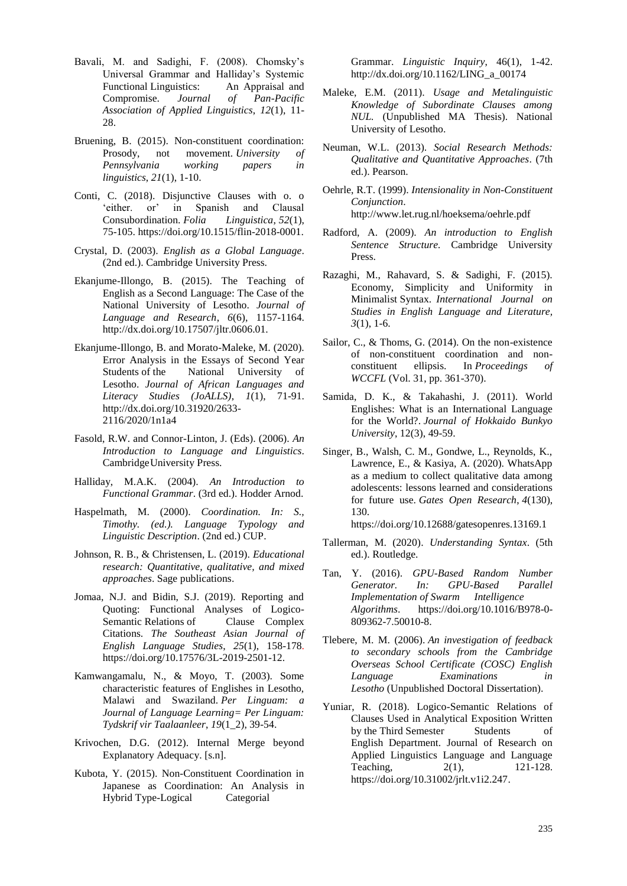Bavali, M. and Sadighi, F. (2008). Chomsky's Universal Grammar and Halliday's Systemic Functional Linguistics: An Appraisal and Compromise. *Journal of Pan-Pacific Association of Applied Linguistics*, *12*(1), 11-28.

Bruening, B. (2015). Non-constituent coordination: Prosody, not movement. *University of Pennsylvania working papers in linguistics*, *21*(1), 1-10.

Conti, C. (2018). Disjunctive Clauses with o. o 'either. or' in Spanish and Clausal Consubordination. *Folia Linguistica*, *52*(1), 75-105. https://doi.org/10.1515/flin-2018-0001.

Crystal, D. (2003). *English as a Global Language*. (2nd ed.). Cambridge University Press.

Ekanjume-Illongo, B. (2015). The Teaching of English as a Second Language: The Case of the National University of Lesotho. *Journal of Language and Research*, *6*(6), 1157-1164. http://dx.doi.org/10.17507/jltr.0606.01.

Ekanjume-Illongo, B. and Morato-Maleke, M. (2020). Error Analysis in the Essays of Second Year Students of the National University of Lesotho. *Journal of African Languages and Literacy Studies (JoALLS)*, *1*(1), 71-91. http://dx.doi.org/10.31920/2633-2116/2020/1n1a4

Fasold, R.W. and Connor-Linton, J. (Eds). (2006). *An Introduction to Language and Linguistics*. Cambridge University Press.

Halliday, M.A.K. (2004). *An Introduction to Functional Grammar*. (3rd ed.). Hodder Arnod.

Haspelmath, M. (2000). *Coordination. In: S., Timothy. (ed.). Language Typology and Linguistic Description*. (2nd ed.) CUP.

Johnson, R. B., & Christensen, L. (2019). *Educational research: Quantitative, qualitative, and mixed approaches*. Sage publications.

Jomaa, N.J. and Bidin, S.J. (2019). Reporting and Quoting: Functional Analyses of Logico-Semantic Relations of Clause Complex Citations. *The Southeast Asian Journal of English Language Studies*, *25*(1), 158-178. https://doi.org/10.17576/3L-2019-2501-12.

Kamwangamalu, N., & Moyo, T. (2003). Some characteristic features of Englishes in Lesotho, Malawi and Swaziland. *Per Linguam: a Journal of Language Learning= Per Linguam: Tydskrif vir Taalaanleer*, *19*(1_2), 39-54.

Krivochen, D.G. (2012). Internal Merge beyond Explanatory Adequacy. [s.n].

Kubota, Y. (2015). Non-Constituent Coordination in Japanese as Coordination: An Analysis in Hybrid Type-Logical Categorial Grammar. *Linguistic Inquiry*, 46(1), 1-42. http://dx.doi.org/10.1162/LING_a_00174

Maleke, E.M. (2011). *Usage and Metalinguistic Knowledge of Subordinate Clauses among NUL*. (Unpublished MA Thesis). National University of Lesotho.

Neuman, W.L. (2013). *Social Research Methods: Qualitative and Quantitative Approaches*. (7th ed.). Pearson.

Oehrle, R.T. (1999). *Intensionality in Non-Constituent Conjunction*. http://www.let.rug.nl/hoeksema/oehrle.pdf

Radford, A. (2009). *An introduction to English Sentence Structure*. Cambridge University Press.

Razaghi, M., Rahavard, S. & Sadighi, F. (2015). Economy, Simplicity and Uniformity in Minimalist Syntax. *International Journal on Studies in English Language and Literature*, *3*(1), 1-6.

Sailor, C., & Thoms, G. (2014). On the non-existence of non-constituent coordination and non-constituent ellipsis. In *Proceedings of WCCFL* (Vol. 31, pp. 361-370).

Samida, D. K., & Takahashi, J. (2011). World Englishes: What is an International Language for the World?. *Journal of Hokkaido Bunkyo University*, 12(3), 49-59.

Singer, B., Walsh, C. M., Gondwe, L., Reynolds, K., Lawrence, E., & Kasiya, A. (2020). WhatsApp as a medium to collect qualitative data among adolescents: lessons learned and considerations for future use. *Gates Open Research*, *4*(130), 130. https://doi.org/10.12688/gatesopenres.13169.1

Tallerman, M. (2020). *Understanding Syntax*. (5th ed.). Routledge.

Tan, Y. (2016). *GPU-Based Random Number Generator. In: GPU-Based Parallel Implementation of Swarm Intelligence Algorithms*. https://doi.org/10.1016/B978-0-809362-7.50010-8.

Tlebere, M. M. (2006). *An investigation of feedback to secondary schools from the Cambridge Overseas School Certificate (COSC) English Language Examinations in Lesotho* (Unpublished Doctoral Dissertation).

Yuniar, R. (2018). Logico-Semantic Relations of Clauses Used in Analytical Exposition Written by the Third Semester Students of English Department. Journal of Research on Applied Linguistics Language and Language Teaching, 2(1), 121-128. https://doi.org/10.31002/jrlt.v1i2.247.